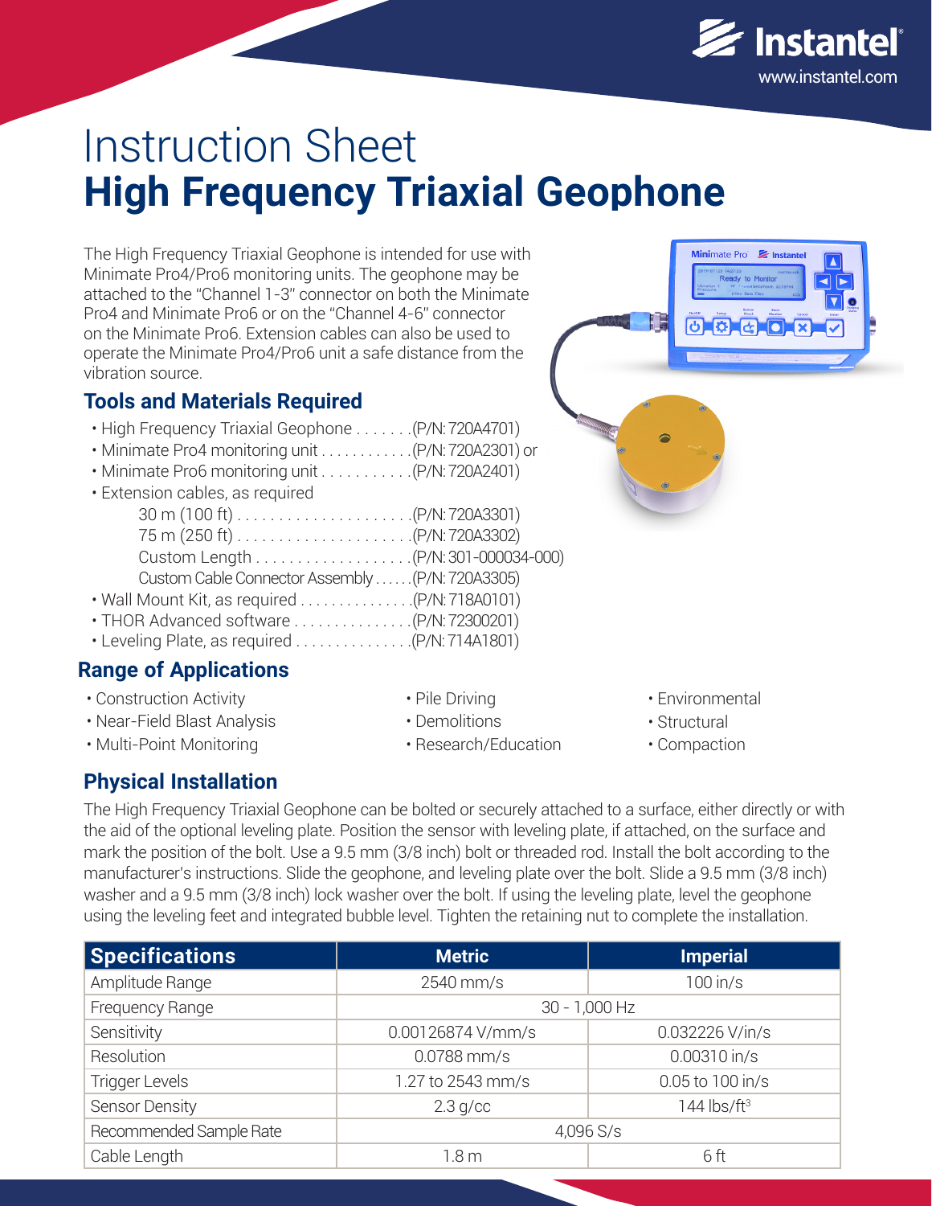# Instruction Sheet
# **High Frequency Triaxial Geophone**

The High Frequency Triaxial Geophone is intended for use with Minimate Pro4/Pro6 monitoring units. The geophone may be attached to the "Channel 1-3" connector on both the Minimate Pro4 and Minimate Pro6 or on the "Channel 4-6" connector on the Minimate Pro6. Extension cables can also be used to operate the Minimate Pro4/Pro6 unit a safe distance from the vibration source.

## Tools and Materials Required

- High Frequency Triaxial Geophone . . . . . . .(P/N: 720A4701)
- Minimate Pro4 monitoring unit . . . . . . . . . . . .(P/N: 720A2301) or
- Minimate Pro6 monitoring unit . . . . . . . . . . . .(P/N: 720A2401)
- Extension cables, as required
  - 30 m (100 ft) . . . . . . . . . . . . . . . . . . . . . .(P/N: 720A3301)
  - 75 m (250 ft) . . . . . . . . . . . . . . . . . . . . . .(P/N: 720A3302)
  - Custom Length . . . . . . . . . . . . . . . . . . .(P/N: 301-000034-000)
  - Custom Cable Connector Assembly . . . . . .(P/N: 720A3305)
- Wall Mount Kit, as required . . . . . . . . . . . . . .(P/N: 718A0101)
- THOR Advanced software . . . . . . . . . . . . . . .(P/N: 72300201)
- Leveling Plate, as required . . . . . . . . . . . . . .(P/N: 714A1801)

## Range of Applications

- Construction Activity
- Near-Field Blast Analysis
- Multi-Point Monitoring
- Pile Driving
- Demolitions
- Research/Education
- Environmental
- Structural
- Compaction

## Physical Installation

The High Frequency Triaxial Geophone can be bolted or securely attached to a surface, either directly or with the aid of the optional leveling plate. Position the sensor with leveling plate, if attached, on the surface and mark the position of the bolt. Use a 9.5 mm (3/8 inch) bolt or threaded rod. Install the bolt according to the manufacturer's instructions. Slide the geophone, and leveling plate over the bolt. Slide a 9.5 mm (3/8 inch) washer and a 9.5 mm (3/8 inch) lock washer over the bolt. If using the leveling plate, level the geophone using the leveling feet and integrated bubble level. Tighten the retaining nut to complete the installation.

| Specifications | Metric | Imperial |
|---|---|---|
| Amplitude Range | 2540 mm/s | 100 in/s |
| Frequency Range | 30 - 1,000 Hz | |
| Sensitivity | 0.00126874 V/mm/s | 0.032226 V/in/s |
| Resolution | 0.0788 mm/s | 0.00310 in/s |
| Trigger Levels | 1.27 to 2543 mm/s | 0.05 to 100 in/s |
| Sensor Density | 2.3 g/cc | 144 lbs/ft$^3$ |
| Recommended Sample Rate | 4,096 S/s | |
| Cable Length | 1.8 m | 6 ft |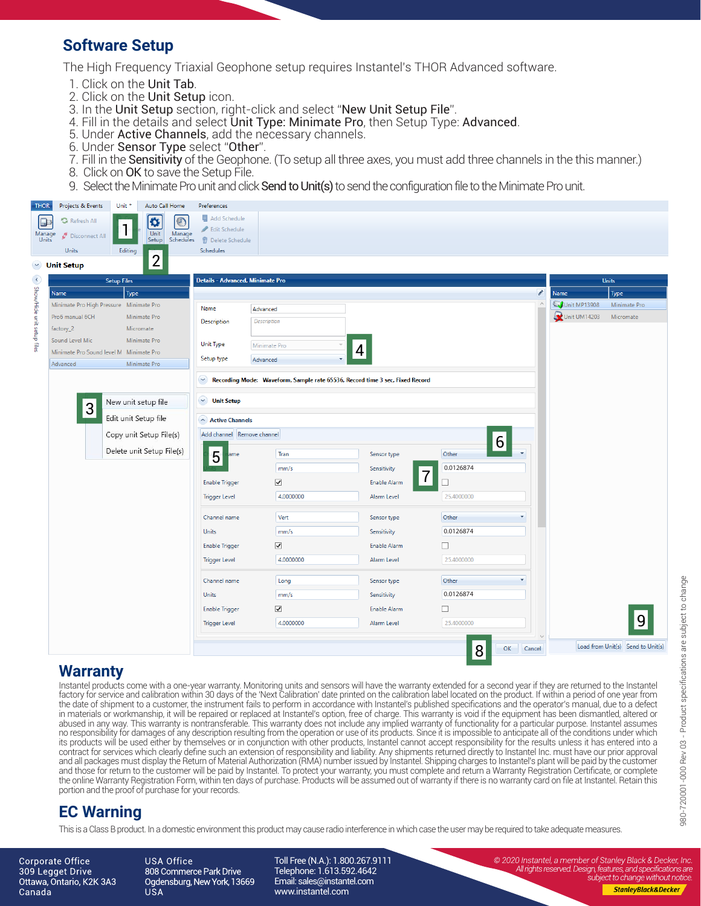## Software Setup

The High Frequency Triaxial Geophone setup requires Instantel's THOR Advanced software.

1. Click on the **Unit Tab**.
2. Click on the **Unit Setup** icon.
3. In the **Unit Setup** section, right-click and select "**New Unit Setup File**".
4. Fill in the details and select **Unit Type: Minimate Pro**, then Setup Type: **Advanced**.
5. Under **Active Channels**, add the necessary channels.
6. Under **Sensor Type** select "**Other**".
7. Fill in the **Sensitivity** of the Geophone. (To setup all three axes, you must add three channels in the this manner.)
8. Click on **OK** to save the Setup File.
9. Select the Minimate Pro unit and click **Send to Unit(s)** to send the configuration file to the Minimate Pro unit.

## Warranty

Instantel products come with a one-year warranty. Monitoring units and sensors will have the warranty extended for a second year if they are returned to the Instantel factory for service and calibration within 30 days of the 'Next Calibration' date printed on the calibration label located on the product. If within a period of one year from the date of shipment to a customer, the instrument fails to perform in accordance with Instantel's published specifications and the operator's manual, due to a defect in materials or workmanship, it will be repaired or replaced at Instantel's option, free of charge. This warranty is void if the equipment has been dismantled, altered or abused in any way. This warranty is nontransferable. This warranty does not include any implied warranty of functionality for a particular purpose. Instantel assumes no responsibility for damages of any description resulting from the operation or use of its products. Since it is impossible to anticipate all of the conditions under which its products will be used either by themselves or in conjunction with other products, Instantel cannot accept responsibility for the results unless it has entered into a contract for services which clearly define such an extension of responsibility and liability. Any shipments returned directly to Instantel Inc. must have our prior approval and all packages must display the Return of Material Authorization (RMA) number issued by Instantel. Shipping charges to Instantel's plant will be paid by the customer and those for return to the customer will be paid by Instantel. To protect your warranty, you must complete and return a Warranty Registration Certificate, or complete the online Warranty Registration Form, within ten days of purchase. Products will be assumed out of warranty if there is no warranty card on file at Instantel. Retain this portion and the proof of purchase for your records.

## EC Warning

This is a Class B product. In a domestic environment this product may cause radio interference in which case the user may be required to take adequate measures.

980-720001-000 Rev 03 - Product specifications are subject to change

Corporate Office
309 Legget Drive
Ottawa, Ontario, K2K 3A3
Canada

USA Office
808 Commerce Park Drive
Ogdensburg, New York, 13669
USA

Toll Free (N.A.): 1.800.267.9111
Telephone: 1.613.592.4642
Email: sales@instantel.com
www.instantel.com

*© 2020 Instantel, a member of Stanley Black & Decker, Inc. All rights reserved. Design, features, and specifications are subject to change without notice.*

StanleyBlack&Decker